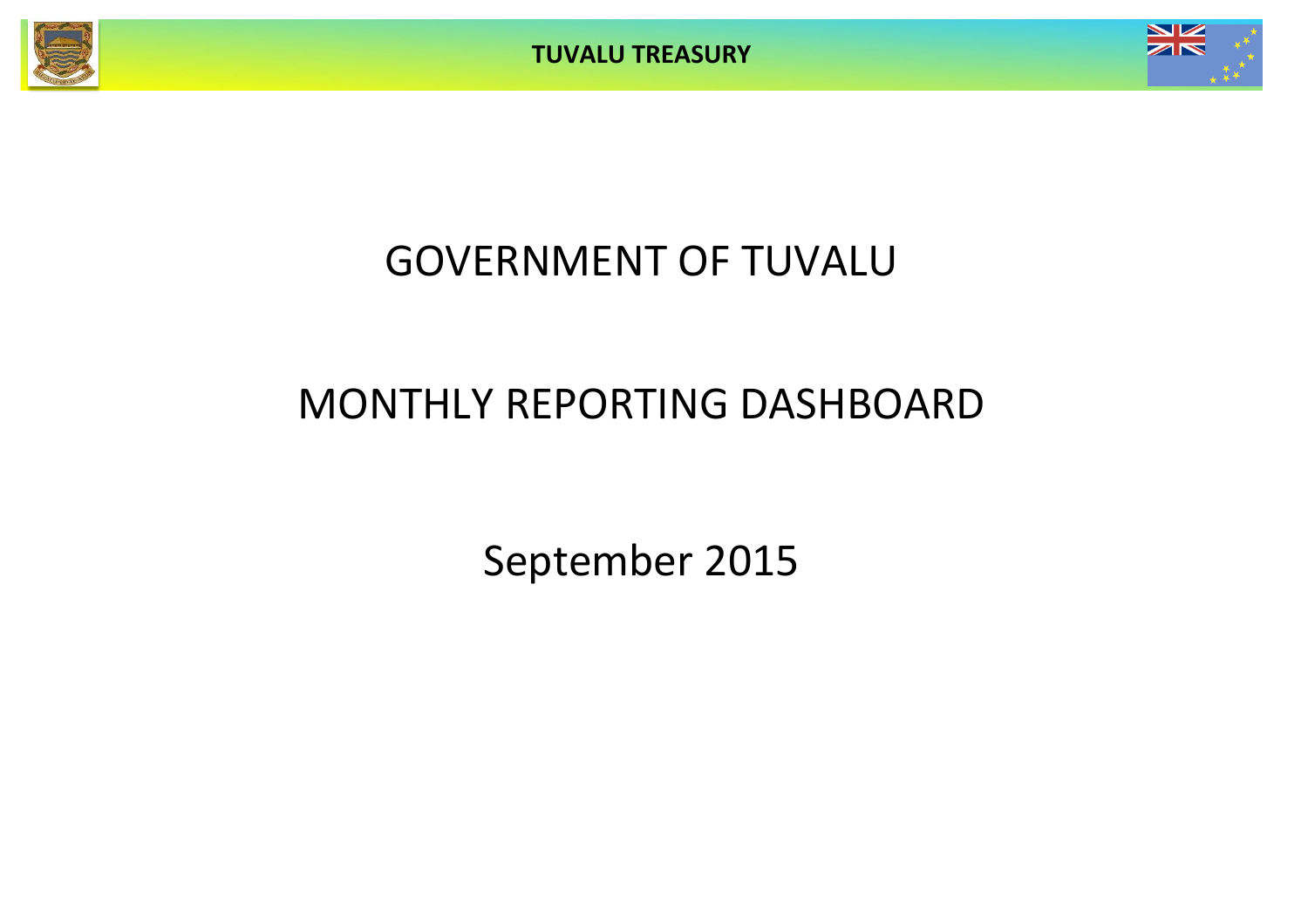# GOVERNMENT OF TUVALU

# MONTHLY REPORTING DASHBOARD

## September 2015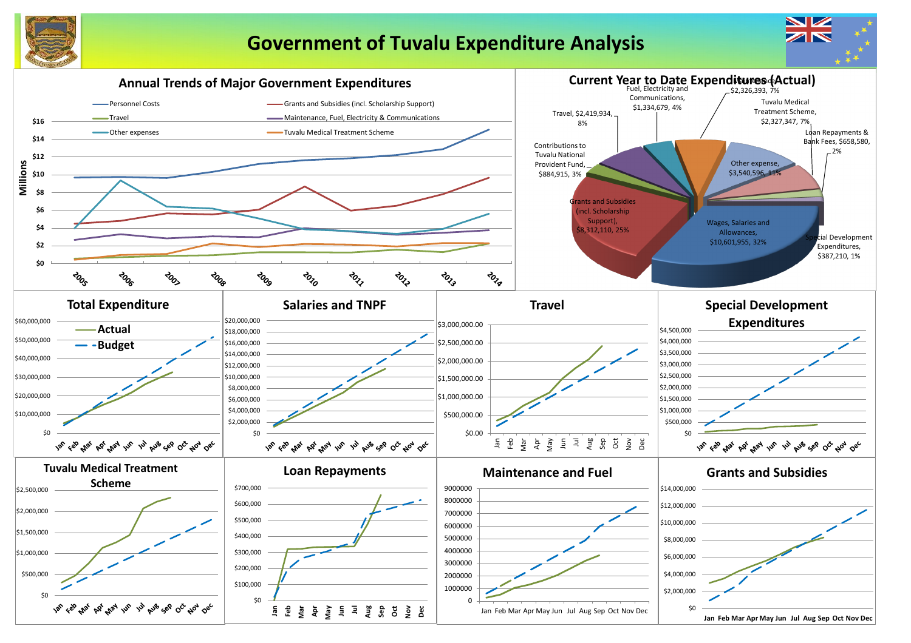# Government of Tuvalu Expenditure Analysis

## Annual Trends of Major Government Expenditures

Millions

- Personnel Costs
- Grants and Subsidies (incl. Scholarship Support)
- Travel
- Maintenance, Fuel, Electricity & Communications
- Other expenses
- Tuvalu Medical Treatment Scheme

$16, $14, $12, $10, $8, $6, $4, $2, $0

2005, 2006, 2007, 2008, 2009, 2010, 2011, 2012, 2013, 2014

## Current Year to Date Expenditures (Actual)

- Wages, Salaries and Allowances, $10,601,955, 32%
- Grants and Subsidies (incl. Scholarship Support), $8,312,110, 25%
- Contributions to Tuvalu National Provident Fund, $884,915, 3%
- Travel, $2,419,934, 8%
- Fuel, Electricity and Communications, $1,334,679, 4%
- Maintenance, $2,326,393, 7%
- Tuvalu Medical Treatment Scheme, $2,327,347, 7%
- Loan Repayments & Bank Fees, $658,580, 2%
- Other expense, $3,540,596, 11%
- Special Development Expenditures, $387,210, 1%

## Total Expenditure

- Actual
- Budget

$60,000,000, $50,000,000, $40,000,000, $30,000,000, $20,000,000, $10,000,000, $0

Jan Feb Mar Apr May Jun Jul Aug Sep Oct Nov Dec

## Salaries and TNPF

$20,000,000, $18,000,000, $16,000,000, $14,000,000, $12,000,000, $10,000,000, $8,000,000, $6,000,000, $4,000,000, $2,000,000, $0

Jan Feb Mar Apr May Jun Jul Aug Sep Oct Nov Dec

## Travel

$3,000,000.00, $2,500,000.00, $2,000,000.00, $1,500,000.00, $1,000,000.00, $500,000.00, $0.00

Jan Feb Mar Apr May Jun Jul Aug Sep Oct Nov Dec

## Special Development Expenditures

$4,500,000, $4,000,000, $3,500,000, $3,000,000, $2,500,000, $2,000,000, $1,500,000, $1,000,000, $500,000, $0

Jan Feb Mar Apr May Jun Jul Aug Sep Oct Nov Dec

## Tuvalu Medical Treatment Scheme

$2,500,000, $2,000,000, $1,500,000, $1,000,000, $500,000, $0

Jan Feb Mar Apr May Jun Jul Aug Sep Oct Nov Dec

## Loan Repayments

$700,000, $600,000, $500,000, $400,000, $300,000, $200,000, $100,000, $0

Jan Feb Mar Apr May Jun Jul Aug Sep Oct Nov Dec

## Maintenance and Fuel

9000000, 8000000, 7000000, 6000000, 5000000, 4000000, 3000000, 2000000, 1000000, 0

Jan Feb Mar Apr May Jun Jul Aug Sep Oct Nov Dec

## Grants and Subsidies

$14,000,000, $12,000,000, $10,000,000, $8,000,000, $6,000,000, $4,000,000, $2,000,000, $0

Jan Feb Mar Apr May Jun Jul Aug Sep Oct Nov Dec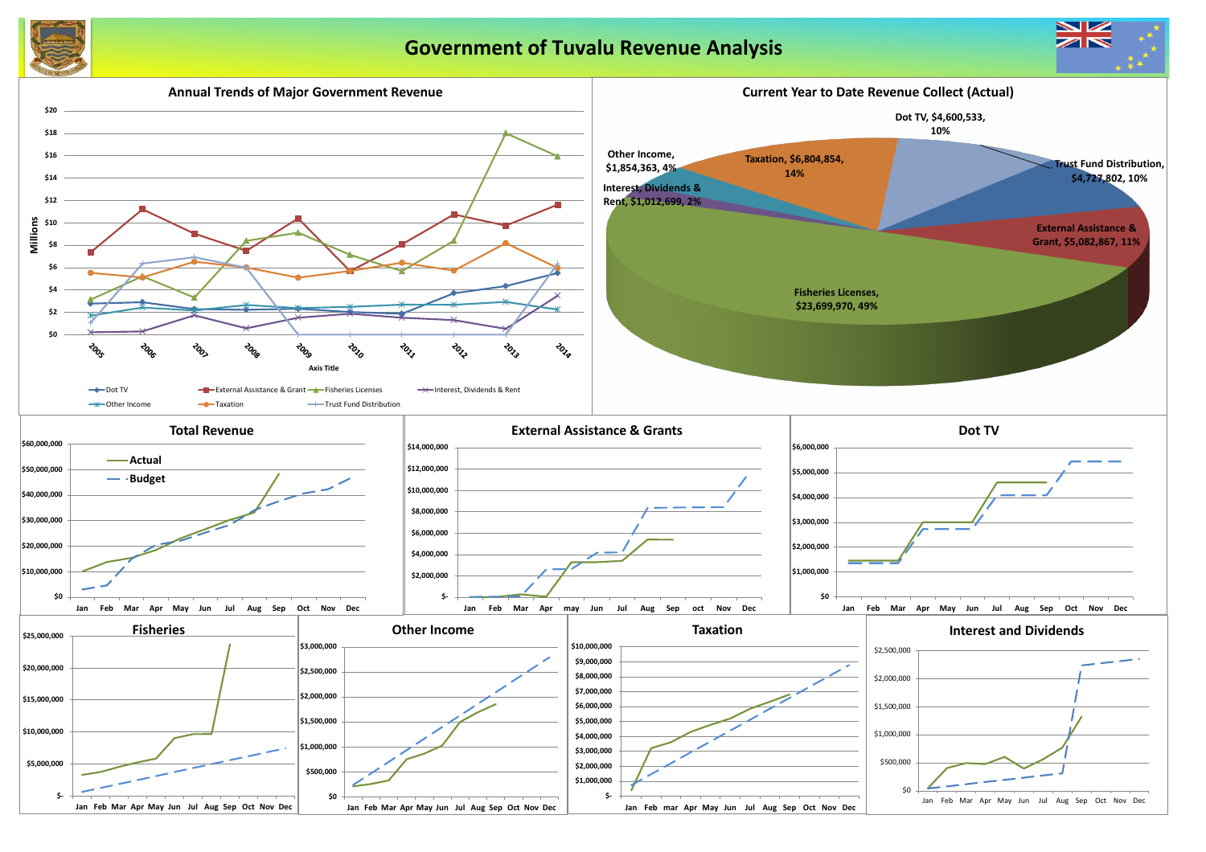# Government of Tuvalu Revenue Analysis

## Annual Trends of Major Government Revenue

Millions

$20, $18, $16, $14, $12, $10, $8, $6, $4, $2, $0

2005, 2006, 2007, 2008, 2009, 2010, 2011, 2012, 2013, 2014

Axis Title

Dot TV | External Assistance & Grant | Fisheries Licenses | Interest, Dividends & Rent | Other Income | Taxation | Trust Fund Distribution

## Current Year to Date Revenue Collect (Actual)

- Dot TV, $4,600,533, 10%
- Trust Fund Distribution, $4,727,802, 10%
- External Assistance & Grant, $5,082,867, 11%
- Fisheries Licenses, $23,699,970, 49%
- Interest, Dividends & Rent, $1,012,699, 2%
- Other Income, $1,854,363, 4%
- Taxation, $6,804,854, 14%

## Total Revenue

Actual | Budget

$60,000,000, $50,000,000, $40,000,000, $30,000,000, $20,000,000, $10,000,000, $0

Jan, Feb, Mar, Apr, May, Jun, Jul, Aug, Sep, Oct, Nov, Dec

## External Assistance & Grants

$14,000,000, $12,000,000, $10,000,000, $8,000,000, $6,000,000, $4,000,000, $2,000,000, $-

Jan, Feb, Mar, Apr, may, Jun, Jul, Aug, Sep, oct, Nov, Dec

## Dot TV

$6,000,000, $5,000,000, $4,000,000, $3,000,000, $2,000,000, $1,000,000, $0

Jan, Feb, Mar, Apr, May, Jun, Jul, Aug, Sep, Oct, Nov, Dec

## Fisheries

$25,000,000, $20,000,000, $15,000,000, $10,000,000, $5,000,000, $-

Jan, Feb, Mar, Apr, May, Jun, Jul, Aug, Sep, Oct, Nov, Dec

## Other Income

$3,000,000, $2,500,000, $2,000,000, $1,500,000, $1,000,000, $500,000, $0

Jan, Feb, Mar, Apr, May, Jun, Jul, Aug, Sep, Oct, Nov, Dec

## Taxation

$10,000,000, $9,000,000, $8,000,000, $7,000,000, $6,000,000, $5,000,000, $4,000,000, $3,000,000, $2,000,000, $1,000,000, $-

Jan, Feb, mar, Apr, May, Jun, Jul, Aug, Sep, Oct, Nov, Dec

## Interest and Dividends

$2,500,000, $2,000,000, $1,500,000, $1,000,000, $500,000, $0

Jan, Feb, Mar, Apr, May, Jun, Jul, Aug, Sep, Oct, Nov, Dec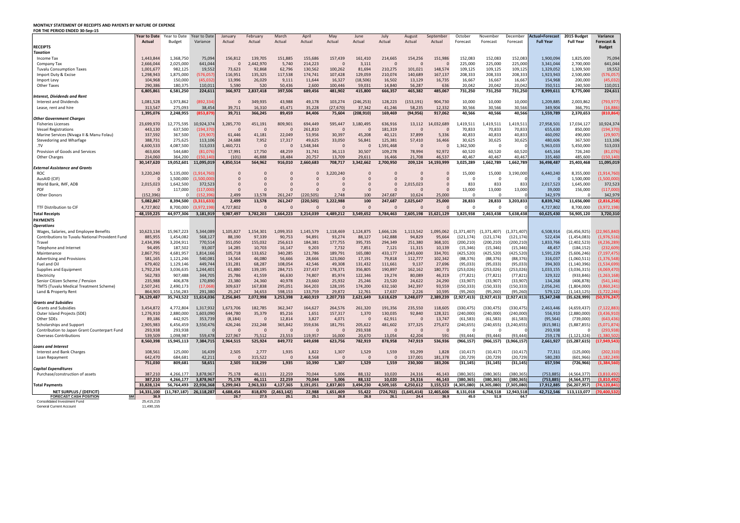**MONTHLY STATEMENT OF RECEIPTS AND PAYENTS BY NATURE OF EXPENSE**
**FOR THE PERIOD ENDED 30-Sep-15**

| | Year to Date Actual | Year to Date Budget | Year to Date Variance | January Actual | February Actual | March Actual | April Actual | May Actual | June Actual | July Actual | August Actual | September Actual | October Forecast | November Forecast | December Forecast | Actual+Forecast Full Year | 2015 Budget Full Year | Variance Forecast & Budget |
|---|---|---|---|---|---|---|---|---|---|---|---|---|---|---|---|---|---|---|
| **RECEIPTS** | | | | | | | | | | | | | | | | | | |
| ***Taxation*** | | | | | | | | | | | | | | | | | | |
| Income Tax | 1,443,844 | 1,368,750 | 75,094 | 156,812 | 139,705 | 151,885 | 155,686 | 157,439 | 161,410 | 214,665 | 154,256 | 151,986 | 152,083 | 152,083 | 152,083 | 1,900,094 | 1,825,000 | 75,094 |
| Company Tax | 2,666,044 | 2,025,000 | 641,044 | 0 | 2,442,970 | 5,740 | 214,223 | 0 | 3,111 | 0 | 0 | 0 | 225,000 | 225,000 | 225,000 | 3,341,044 | 2,700,000 | 641,044 |
| Tuvalu Consumption Taxes | 1,001,677 | 982,125 | 19,552 | 73,623 | 92,868 | 62,796 | 130,562 | 100,262 | 81,694 | 210,275 | 101,021 | 148,574 | 109,125 | 109,125 | 109,125 | 1,329,052 | 1,309,500 | 19,552 |
| Import Duty & Excise | 1,298,943 | 1,875,000 | (576,057) | 116,951 | 135,325 | 117,538 | 174,741 | 107,428 | 129,059 | 210,074 | 140,689 | 167,137 | 208,333 | 208,333 | 208,333 | 1,923,943 | 2,500,000 | (576,057) |
| Import Levy | 104,968 | 150,000 | (45,032) | 13,996 | 26,029 | 9,111 | 11,644 | 16,327 | (18,506) | 16,502 | 13,129 | 16,735 | 16,667 | 16,667 | 16,667 | 154,968 | 200,000 | (45,032) |
| Other Taxes | 290,386 | 180,375 | 110,011 | 5,590 | 520 | 50,436 | 2,600 | 100,446 | 59,031 | 14,840 | 56,287 | 636 | 20,042 | 20,042 | 20,042 | 350,511 | 240,500 | 110,011 |
| | 6,805,861 | 6,581,250 | 224,611 | 366,972 | 2,837,418 | 397,506 | 689,456 | 481,902 | 415,800 | 666,357 | 465,382 | 485,067 | 731,250 | 731,250 | 731,250 | 8,999,611 | 8,775,000 | 224,611 |
| ***Interest, Dividends and Rent*** | | | | | | | | | | | | | | | | | | |
| Interest and Dividends | 1,081,528 | 1,973,862 | (892,334) | 0 | 349,935 | 43,988 | 49,178 | 103,274 | (246,253) | 128,223 | (153,191) | 904,730 | 10,000 | 10,000 | 10,000 | 1,209,885 | 2,003,862 | (793,977) |
| Lease, rent and hire | 313,547 | 275,093 | 38,454 | 39,711 | 16,310 | 45,471 | 35,228 | (27,670) | 37,342 | 41,246 | 58,235 | 12,332 | 30,566 | 30,566 | 30,566 | 349,904 | 366,791 | (16,886) |
| | 1,395,076 | 2,248,955 | (853,879) | 39,711 | 366,245 | 89,459 | 84,406 | 75,604 | (208,910) | 169,469 | (94,956) | 917,062 | 40,566 | 40,566 | 40,566 | 1,559,789 | 2,370,653 | (810,864) |
| ***Other Government Charges*** | | | | | | | | | | | | | | | | | | |
| Fisheries Licenses | 23,699,970 | 12,775,595 | 10,924,374 | 3,285,770 | 451,191 | 809,901 | 694,449 | 595,447 | 3,180,495 | 636,916 | 13,112 | 14,032,689 | 1,419,511 | 1,419,511 | 1,419,511 | 27,958,501 | 17,034,127 | 10,924,374 |
| Vessel Registrations | 443,130 | 637,500 | (194,370) | 0 | 0 | 0 | 261,810 | 0 | 0 | 181,319 | 0 | 0 | 70,833 | 70,833 | 70,833 | 655,630 | 850,000 | (194,370) |
| Marine Services (Nivaga II & Manu Folau) | 337,592 | 367,500 | (29,907) | 61,446 | 41,181 | 22,049 | 53,956 | 30,397 | 45,208 | 40,121 | 37,899 | 5,336 | 40,833 | 40,833 | 40,833 | 460,092 | 490,000 | (29,907) |
| Stevedoring and Wharfage | 388,731 | 275,625 | 113,106 | 24,688 | 7,952 | 17,317 | 49,625 | 33,050 | 56,841 | 125,381 | 57,410 | 16,466 | 30,625 | 30,625 | 30,625 | 480,606 | 367,500 | 113,106 |
| .TV | 4,600,533 | 4,087,500 | 513,033 | 1,460,721 | 0 | 0 | 1,548,344 | 0 | 0 | 1,591,468 | 0 | 0 | 1,362,500 | 0 | 0 | 5,963,033 | 5,450,000 | 513,033 |
| Provision of Goods and Services | 463,604 | 544,680 | (81,076) | 17,991 | 17,750 | 48,259 | 31,741 | 36,113 | 30,507 | 109,278 | 78,994 | 92,972 | 60,520 | 60,520 | 60,520 | 645,164 | 726,240 | (81,076) |
| Other Charges | 214,060 | 364,200 | (150,140) | (101) | 46,888 | 18,484 | 20,757 | 13,709 | 29,611 | 16,466 | 21,708 | 46,537 | 40,467 | 40,467 | 40,467 | 335,460 | 485,600 | (150,140) |
| | 30,147,620 | 19,052,601 | 11,095,019 | 4,850,514 | 564,962 | 916,010 | 2,660,683 | 708,717 | 3,342,662 | 2,700,950 | 209,124 | 14,193,999 | 3,025,289 | 1,662,789 | 1,662,789 | 36,498,487 | 25,403,468 | 11,095,019 |
| ***External Assistance and Grants*** | | | | | | | | | | | | | | | | | | |
| ROC | 3,220,240 | 5,135,000 | (1,914,760) | 0 | 0 | 0 | 0 | 3,220,240 | 0 | 0 | 0 | 0 | 15,000 | 15,000 | 3,190,000 | 6,440,240 | 8,355,000 | (1,914,760) |
| AusAID (CIF) | 0 | 1,500,000 | (1,500,000) | 0 | 0 | 0 | 0 | 0 | 0 | 0 | 0 | 0 | 0 | 0 | 0 | 0 | 1,500,000 | (1,500,000) |
| World Bank, IMF, ADB | 2,015,023 | 1,642,500 | 372,523 | 0 | 0 | 0 | 0 | 0 | 0 | 0 | 2,015,023 | 0 | 833 | 833 | 833 | 2,017,523 | 1,645,000 | 372,523 |
| PDF | 0 | 117,000 | (117,000) | 0 | 0 | 0 | 0 | 0 | 0 | 0 | 0 | 0 | 13,000 | 13,000 | 13,000 | 39,000 | 156,000 | (117,000) |
| Other Donors | (152,396) | 0 | (152,396) | 2,499 | 13,578 | 261,247 | (220,505) | 2,748 | 100 | 247,687 | 10,624 | 25,000 | 0 | 0 | 0 | 342,979 | 0 | 342,979 |
| | 5,082,867 | 8,394,500 | (3,311,633) | 2,499 | 13,578 | 261,247 | (220,505) | 3,222,988 | 100 | 247,687 | 2,025,647 | 25,000 | 28,833 | 28,833 | 3,203,833 | 8,839,742 | 11,656,000 | (2,816,258) |
| TTF Distribution to CIF | 4,727,802 | 8,700,000 | (3,972,198) | 4,727,802 | 0 | 0 | 0 | 0 | 0 | 0 | 0 | 0 | 0 | 0 | 0 | 4,727,802 | 8,700,000 | (3,972,198) |
| **Total Receipts** | **48,159,225** | **44,977,306** | **3,181,919** | **9,987,497** | **3,782,203** | **1,664,223** | **3,214,039** | **4,489,212** | **3,549,652** | **3,784,463** | **2,605,198** | **15,621,129** | **3,825,938** | **2,463,438** | **5,638,438** | **60,625,430** | **56,905,120** | **3,720,310** |
| **PAYMENTS** | | | | | | | | | | | | | | | | | | |
| ***Operations*** | | | | | | | | | | | | | | | | | | |
| Wages, Salaries, and Employee Benefits | 10,623,134 | 15,967,223 | 5,344,089 | 1,105,827 | 1,154,301 | 1,099,353 | 1,145,579 | 1,118,469 | 1,124,875 | 1,666,126 | 1,113,542 | 1,095,062 | (1,371,407) | (1,371,407) | (1,371,407) | 6,508,914 | (16,456,925) | (22,965,840) |
| Contributions to Tuvalu National Provident Fund | 885,955 | 1,454,082 | 568,127 | 88,190 | 97,339 | 90,753 | 94,891 | 93,274 | 88,127 | 142,888 | 94,829 | 95,664 | (121,174) | (121,174) | (121,174) | 522,434 | (1,454,083) | (1,976,516) |
| Travel | 2,434,396 | 3,204,911 | 770,514 | 351,050 | 155,032 | 256,613 | 184,381 | 177,755 | 395,735 | 294,349 | 251,380 | 368,101 | (200,210) | (200,210) | (200,210) | 1,833,766 | (2,402,523) | (4,236,289) |
| Telephone and Internet | 94,495 | 187,502 | 93,007 | 14,285 | 10,703 | 16,147 | 9,203 | 7,732 | 7,851 | 7,121 | 11,315 | 10,139 | (15,346) | (15,346) | (15,346) | 48,457 | (184,152) | (232,609) |
| Maintenance | 2,867,791 | 4,681,957 | 1,814,166 | 105,718 | 133,652 | 340,285 | 121,786 | 189,791 | 165,080 | 433,177 | 1,043,600 | 334,701 | (425,520) | (425,520) | (425,520) | 1,591,229 | (5,606,246) | (7,197,475) |
| Advertising and Provisions | 581,165 | 1,121,246 | 540,081 | 14,564 | 46,080 | 56,666 | 28,666 | 123,060 | 17,191 | 79,818 | 112,777 | 102,342 | (88,376) | (88,376) | (88,376) | 316,037 | (1,060,511) | (1,376,548) |
| Fuel and Oil | 679,402 | 1,129,146 | 449,744 | 131,281 | 68,287 | 108,054 | 42,546 | 49,308 | 131,432 | 111,661 | 9,137 | 27,696 | (95,033) | (95,033) | (95,033) | 394,303 | (1,140,396) | (1,534,699) |
| Supplies and Equipment | 1,792,234 | 3,036,635 | 1,244,401 | 61,880 | 139,195 | 284,715 | 237,437 | 178,371 | 356,805 | 190,897 | 162,162 | 180,771 | (253,026) | (253,026) | (253,026) | 1,033,155 | (3,036,315) | (4,069,470) |
| Electricity | 562,783 | 907,488 | 344,705 | 25,786 | 41,559 | 66,630 | 74,807 | 85,974 | 122,346 | 19,274 | 80,089 | 46,319 | (77,821) | (77,821) | (77,821) | 329,322 | (933,846) | (1,263,168) |
| Senior Citizen Scheme / Pension | 235,988 | 406,878 | 170,890 | 23,380 | 24,360 | 40,978 | 23,660 | 25,932 | 25,246 | 23,520 | 24,622 | 24,290 | (33,907) | (33,907) | (33,907) | 134,268 | (406,878) | (541,146) |
| TMTS (Tuvalu Medical Treatment Scheme) | 2,507,241 | 2,490,173 | (17,068) | 309,637 | 167,838 | 295,051 | 364,203 | 128,195 | 174,200 | 632,160 | 342,397 | 93,559 | (150,333) | (150,333) | (150,333) | 2,056,241 | (1,804,000) | (3,860,241) |
| Land & Property Rent | 864,903 | 1,156,283 | 291,380 | 25,247 | 34,653 | 598,153 | 133,759 | 29,872 | 12,761 | 17,637 | 2,226 | 10,595 | (95,260) | (95,260) | (95,260) | 579,122 | (1,143,125) | (1,722,246) |
| | 24,129,487 | 35,743,522 | 11,614,036 | 2,256,845 | 2,072,998 | 3,253,398 | 2,460,919 | 2,207,733 | 2,621,649 | 3,618,629 | 3,248,077 | 2,389,239 | (2,927,413) | (2,927,413) | (2,927,413) | 15,347,248 | (35,628,999) | (50,976,247) |
| ***Grants and Subsidies*** | | | | | | | | | | | | | | | | | | |
| Grants and Subsidies | 3,454,872 | 4,772,804 | 1,317,932 | 1,673,706 | 182,785 | 362,347 | 164,627 | 264,576 | 261,320 | 191,356 | 235,550 | 118,605 | (330,475) | (330,475) | (330,475) | 2,463,446 | (4,659,437) | (7,122,883) |
| Outer Island Projects (SDE) | 1,276,910 | 2,880,000 | 1,603,090 | 644,780 | 35,379 | 85,216 | 1,651 | 157,317 | 1,370 | 130,035 | 92,840 | 128,321 | (240,000) | (240,000) | (240,000) | 556,910 | (2,880,000) | (3,436,910) |
| Other SDEs | 89,186 | 442,925 | 353,739 | (8,184) | 0 | 12,814 | 3,827 | 4,071 | 0 | 62,911 | 0 | 13,747 | (61,583) | (61,583) | (61,583) | (95,564) | (739,000) | (643,436) |
| Scholarships and Support | 2,905,983 | 6,456,459 | 3,550,476 | 426,246 | 232,248 | 365,842 | 359,636 | 181,791 | 205,622 | 481,602 | 377,325 | 275,672 | (240,655) | (240,655) | (3,240,655) | (815,981) | (5,887,855) | (5,071,874) |
| Contribution to Japan Grant Counterpart Fund | 293,938 | 293,938 | 0 | 0 | 0 | 0 | 0 | 0 | 293,938 | 0 | 0 | 0 | 0 | 0 | 0 | 293,938 | 0 | (293,938) |
| Overseas Contributions | 539,509 | 1,098,987 | 559,478 | 227,967 | 75,512 | 23,553 | 119,957 | 16,000 | 20,670 | 13,054 | 42,204 | 591 | (93,444) | (93,444) | (93,444) | 259,178 | (1,121,324) | (1,380,502) |
| | 8,560,398 | 15,945,113 | 7,384,715 | 2,964,515 | 525,924 | 849,772 | 649,698 | 623,756 | 782,919 | 878,958 | 747,919 | 536,936 | (966,157) | (966,157) | (3,966,157) | 2,661,927 | (15,287,615) | (17,949,543) |
| ***Loans and Interest*** | | | | | | | | | | | | | | | | | | |
| Interest and Bank Charges | 108,561 | 125,000 | 16,439 | 2,505 | 2,777 | 1,935 | 1,822 | 1,307 | 1,529 | 1,559 | 93,299 | 1,828 | (10,417) | (10,417) | (10,417) | 77,311 | (125,000) | (202,310) |
| Loan Repayment | 642,470 | 684,681 | 42,211 | 0 | 315,522 | 0 | 8,568 | 0 | 0 | 0 | 137,001 | 181,378 | (20,729) | (20,729) | (20,729) | 580,283 | (601,966) | (1,182,249) |
| | 751,030 | 809,681 | 58,651 | 2,505 | 318,299 | 1,935 | 10,390 | 1,307 | 1,529 | 1,559 | 230,300 | 183,206 | (31,145) | (31,145) | (31,145) | 657,594 | (726,966) | (1,384,560) |
| ***Capital Expenditures*** | | | | | | | | | | | | | | | | | | |
| Purchase/construction of assets | 387,210 | 4,266,177 | 3,878,967 | 75,178 | 46,111 | 22,259 | 70,044 | 5,006 | 88,132 | 10,020 | 24,316 | 46,143 | (380,365) | (380,365) | (380,365) | (753,885) | (4,564,377) | (3,810,492) |
| | 387,210 | 4,266,177 | 3,878,967 | 75,178 | 46,111 | 22,259 | 70,044 | 5,006 | 88,132 | 10,020 | 24,316 | 46,143 | (380,365) | (380,365) | (380,365) | (753,885) | (4,564,377) | (3,810,492) |
| **Total Payments** | **33,828,124** | **56,764,493** | **22,936,368** | **5,299,043** | **2,963,333** | **4,127,365** | **3,191,051** | **2,837,803** | **3,494,230** | **4,509,165** | **4,250,612** | **3,155,523** | **(4,305,080)** | **(4,305,080)** | **(7,305,080)** | **17,912,885** | **(56,207,957)** | **(74,120,841)** |
| **NET SURPLUS / (DEFICIT)** | **14,331,100** | **(11,787,187)** | **26,118,287** | **4,688,454** | **818,870** | **(2,463,142)** | **22,988** | **1,651,409** | **55,422** | **(724,702)** | **(1,645,414)** | **12,465,606** | **8,131,018** | **6,768,518** | **12,943,518** | **42,712,546** | **113,113,077** | **(70,400,532)** |
| **FORECAST CASH POSITION $M** | **36.9** | | | **26.7** | **27.5** | **25.1** | **25.1** | **26.8** | **26.8** | **26.1** | **24.4** | **36.9** | **45.0** | **51.8** | **64.7** | | | |
| Consolidated Investment Fund | 25,415,215 | | | | | | | | | | | | | | | | | |
| General Current Account | 11,490,155 | | | | | | | | | | | | | | | | | |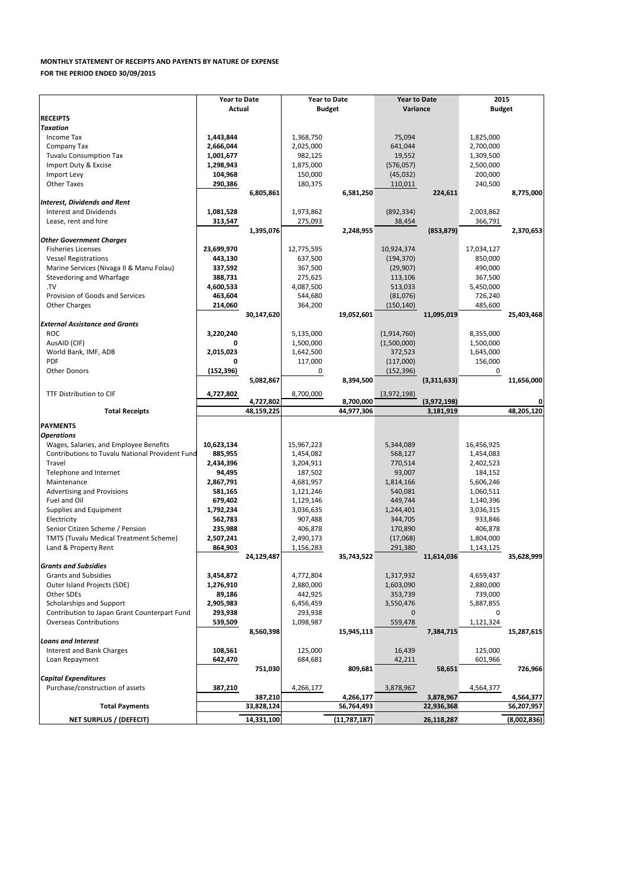**MONTHLY STATEMENT OF RECEIPTS AND PAYENTS BY NATURE OF EXPENSE**

**FOR THE PERIOD ENDED 30/09/2015**

| | Year to Date Actual | | Year to Date Budget | | Year to Date Variance | | 2015 Budget | |
|---|---|---|---|---|---|---|---|---|
| **RECEIPTS** | | | | | | | | |
| ***Taxation*** | | | | | | | | |
| Income Tax | **1,443,844** | | 1,368,750 | | 75,094 | | 1,825,000 | |
| Company Tax | **2,666,044** | | 2,025,000 | | 641,044 | | 2,700,000 | |
| Tuvalu Consumption Tax | **1,001,677** | | 982,125 | | 19,552 | | 1,309,500 | |
| Import Duty & Excise | **1,298,943** | | 1,875,000 | | (576,057) | | 2,500,000 | |
| Import Levy | **104,968** | | 150,000 | | (45,032) | | 200,000 | |
| Other Taxes | **290,386** | | 180,375 | | 110,011 | | 240,500 | |
| | | **6,805,861** | | **6,581,250** | | **224,611** | | **8,775,000** |
| ***Interest, Dividends and Rent*** | | | | | | | | |
| Interest and Dividends | **1,081,528** | | 1,973,862 | | (892,334) | | 2,003,862 | |
| Lease, rent and hire | **313,547** | | 275,093 | | 38,454 | | 366,791 | |
| | | **1,395,076** | | **2,248,955** | | **(853,879)** | | **2,370,653** |
| ***Other Government Charges*** | | | | | | | | |
| Fisheries Licenses | **23,699,970** | | 12,775,595 | | 10,924,374 | | 17,034,127 | |
| Vessel Registrations | **443,130** | | 637,500 | | (194,370) | | 850,000 | |
| Marine Services (Nivaga II & Manu Folau) | **337,592** | | 367,500 | | (29,907) | | 490,000 | |
| Stevedoring and Wharfage | **388,731** | | 275,625 | | 113,106 | | 367,500 | |
| .TV | **4,600,533** | | 4,087,500 | | 513,033 | | 5,450,000 | |
| Provision of Goods and Services | **463,604** | | 544,680 | | (81,076) | | 726,240 | |
| Other Charges | **214,060** | | 364,200 | | (150,140) | | 485,600 | |
| | | **30,147,620** | | **19,052,601** | | **11,095,019** | | **25,403,468** |
| ***External Assistance and Grants*** | | | | | | | | |
| ROC | **3,220,240** | | 5,135,000 | | (1,914,760) | | 8,355,000 | |
| AusAID (CIF) | **0** | | 1,500,000 | | (1,500,000) | | 1,500,000 | |
| World Bank, IMF, ADB | **2,015,023** | | 1,642,500 | | 372,523 | | 1,645,000 | |
| PDF | **0** | | 117,000 | | (117,000) | | 156,000 | |
| Other Donors | **(152,396)** | | 0 | | (152,396) | | 0 | |
| | | **5,082,867** | | **8,394,500** | | **(3,311,633)** | | **11,656,000** |
| TTF Distribution to CIF | **4,727,802** | | 8,700,000 | | (3,972,198) | | | |
| | | **4,727,802** | | **8,700,000** | | **(3,972,198)** | | **0** |
| **Total Receipts** | | **48,159,225** | | **44,977,306** | | **3,181,919** | | **48,205,120** |
| **PAYMENTS** | | | | | | | | |
| ***Operations*** | | | | | | | | |
| Wages, Salaries, and Employee Benefits | **10,623,134** | | 15,967,223 | | 5,344,089 | | 16,456,925 | |
| Contributions to Tuvalu National Provident Fund | **885,955** | | 1,454,082 | | 568,127 | | 1,454,083 | |
| Travel | **2,434,396** | | 3,204,911 | | 770,514 | | 2,402,523 | |
| Telephone and Internet | **94,495** | | 187,502 | | 93,007 | | 184,152 | |
| Maintenance | **2,867,791** | | 4,681,957 | | 1,814,166 | | 5,606,246 | |
| Advertising and Provisions | **581,165** | | 1,121,246 | | 540,081 | | 1,060,511 | |
| Fuel and Oil | **679,402** | | 1,129,146 | | 449,744 | | 1,140,396 | |
| Supplies and Equipment | **1,792,234** | | 3,036,635 | | 1,244,401 | | 3,036,315 | |
| Electricity | **562,783** | | 907,488 | | 344,705 | | 933,846 | |
| Senior Citizen Scheme / Pension | **235,988** | | 406,878 | | 170,890 | | 406,878 | |
| TMTS (Tuvalu Medical Treatment Scheme) | **2,507,241** | | 2,490,173 | | (17,068) | | 1,804,000 | |
| Land & Property Rent | **864,903** | | 1,156,283 | | 291,380 | | 1,143,125 | |
| | | **24,129,487** | | **35,743,522** | | **11,614,036** | | **35,628,999** |
| ***Grants and Subsidies*** | | | | | | | | |
| Grants and Subsidies | **3,454,872** | | 4,772,804 | | 1,317,932 | | 4,659,437 | |
| Outer Island Projects (SDE) | **1,276,910** | | 2,880,000 | | 1,603,090 | | 2,880,000 | |
| Other SDEs | **89,186** | | 442,925 | | 353,739 | | 739,000 | |
| Scholarships and Support | **2,905,983** | | 6,456,459 | | 3,550,476 | | 5,887,855 | |
| Contribution to Japan Grant Counterpart Fund | **293,938** | | 293,938 | | 0 | | 0 | |
| Overseas Contributions | **539,509** | | 1,098,987 | | 559,478 | | 1,121,324 | |
| | | **8,560,398** | | **15,945,113** | | **7,384,715** | | **15,287,615** |
| ***Loans and Interest*** | | | | | | | | |
| Interest and Bank Charges | **108,561** | | 125,000 | | 16,439 | | 125,000 | |
| Loan Repayment | **642,470** | | 684,681 | | 42,211 | | 601,966 | |
| | | **751,030** | | **809,681** | | **58,651** | | **726,966** |
| ***Capital Expenditures*** | | | | | | | | |
| Purchase/construction of assets | **387,210** | | 4,266,177 | | 3,878,967 | | 4,564,377 | |
| | | **387,210** | | **4,266,177** | | **3,878,967** | | **4,564,377** |
| **Total Payments** | | **33,828,124** | | **56,764,493** | | **22,936,368** | | **56,207,957** |
| **NET SURPLUS / (DEFECIT)** | | **14,331,100** | | **(11,787,187)** | | **26,118,287** | | **(8,002,836)** |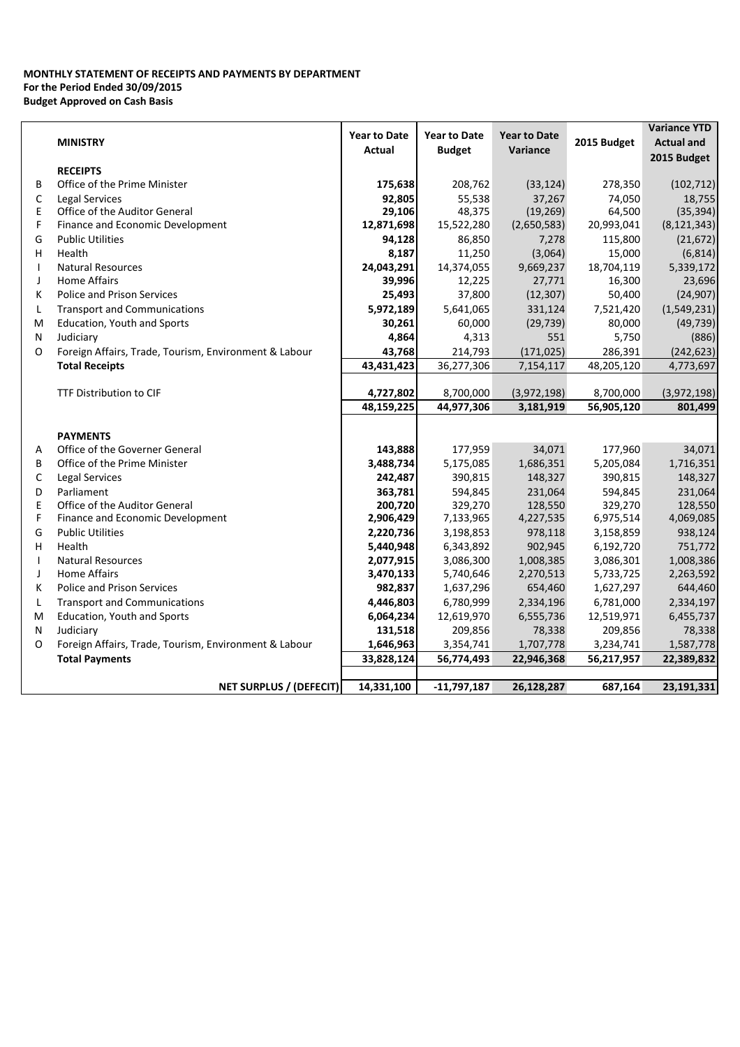**MONTHLY STATEMENT OF RECEIPTS AND PAYMENTS BY DEPARTMENT**
**For the Period Ended 30/09/2015**
**Budget Approved on Cash Basis**

| | MINISTRY | Year to Date Actual | Year to Date Budget | Year to Date Variance | 2015 Budget | Variance YTD Actual and 2015 Budget |
|---|---|---|---|---|---|---|
| | **RECEIPTS** | | | | | |
| B | Office of the Prime Minister | **175,638** | 208,762 | (33,124) | 278,350 | (102,712) |
| C | Legal Services | **92,805** | 55,538 | 37,267 | 74,050 | 18,755 |
| E | Office of the Auditor General | **29,106** | 48,375 | (19,269) | 64,500 | (35,394) |
| F | Finance and Economic Development | **12,871,698** | 15,522,280 | (2,650,583) | 20,993,041 | (8,121,343) |
| G | Public Utilities | **94,128** | 86,850 | 7,278 | 115,800 | (21,672) |
| H | Health | **8,187** | 11,250 | (3,064) | 15,000 | (6,814) |
| I | Natural Resources | **24,043,291** | 14,374,055 | 9,669,237 | 18,704,119 | 5,339,172 |
| J | Home Affairs | **39,996** | 12,225 | 27,771 | 16,300 | 23,696 |
| K | Police and Prison Services | **25,493** | 37,800 | (12,307) | 50,400 | (24,907) |
| L | Transport and Communications | **5,972,189** | 5,641,065 | 331,124 | 7,521,420 | (1,549,231) |
| M | Education, Youth and Sports | **30,261** | 60,000 | (29,739) | 80,000 | (49,739) |
| N | Judiciary | **4,864** | 4,313 | 551 | 5,750 | (886) |
| O | Foreign Affairs, Trade, Tourism, Environment & Labour | **43,768** | 214,793 | (171,025) | 286,391 | (242,623) |
| | **Total Receipts** | **43,431,423** | 36,277,306 | 7,154,117 | 48,205,120 | 4,773,697 |
| | | | | | | |
| | TTF Distribution to CIF | **4,727,802** | 8,700,000 | (3,972,198) | 8,700,000 | (3,972,198) |
| | | **48,159,225** | **44,977,306** | **3,181,919** | **56,905,120** | **801,499** |
| | | | | | | |
| | **PAYMENTS** | | | | | |
| A | Office of the Governer General | **143,888** | 177,959 | 34,071 | 177,960 | 34,071 |
| B | Office of the Prime Minister | **3,488,734** | 5,175,085 | 1,686,351 | 5,205,084 | 1,716,351 |
| C | Legal Services | **242,487** | 390,815 | 148,327 | 390,815 | 148,327 |
| D | Parliament | **363,781** | 594,845 | 231,064 | 594,845 | 231,064 |
| E | Office of the Auditor General | **200,720** | 329,270 | 128,550 | 329,270 | 128,550 |
| F | Finance and Economic Development | **2,906,429** | 7,133,965 | 4,227,535 | 6,975,514 | 4,069,085 |
| G | Public Utilities | **2,220,736** | 3,198,853 | 978,118 | 3,158,859 | 938,124 |
| H | Health | **5,440,948** | 6,343,892 | 902,945 | 6,192,720 | 751,772 |
| I | Natural Resources | **2,077,915** | 3,086,300 | 1,008,385 | 3,086,301 | 1,008,386 |
| J | Home Affairs | **3,470,133** | 5,740,646 | 2,270,513 | 5,733,725 | 2,263,592 |
| K | Police and Prison Services | **982,837** | 1,637,296 | 654,460 | 1,627,297 | 644,460 |
| L | Transport and Communications | **4,446,803** | 6,780,999 | 2,334,196 | 6,781,000 | 2,334,197 |
| M | Education, Youth and Sports | **6,064,234** | 12,619,970 | 6,555,736 | 12,519,971 | 6,455,737 |
| N | Judiciary | **131,518** | 209,856 | 78,338 | 209,856 | 78,338 |
| O | Foreign Affairs, Trade, Tourism, Environment & Labour | **1,646,963** | 3,354,741 | 1,707,778 | 3,234,741 | 1,587,778 |
| | **Total Payments** | **33,828,124** | **56,774,493** | **22,946,368** | **56,217,957** | **22,389,832** |
| | | | | | | |
| | **NET SURPLUS / (DEFECIT)** | **14,331,100** | **-11,797,187** | **26,128,287** | **687,164** | **23,191,331** |